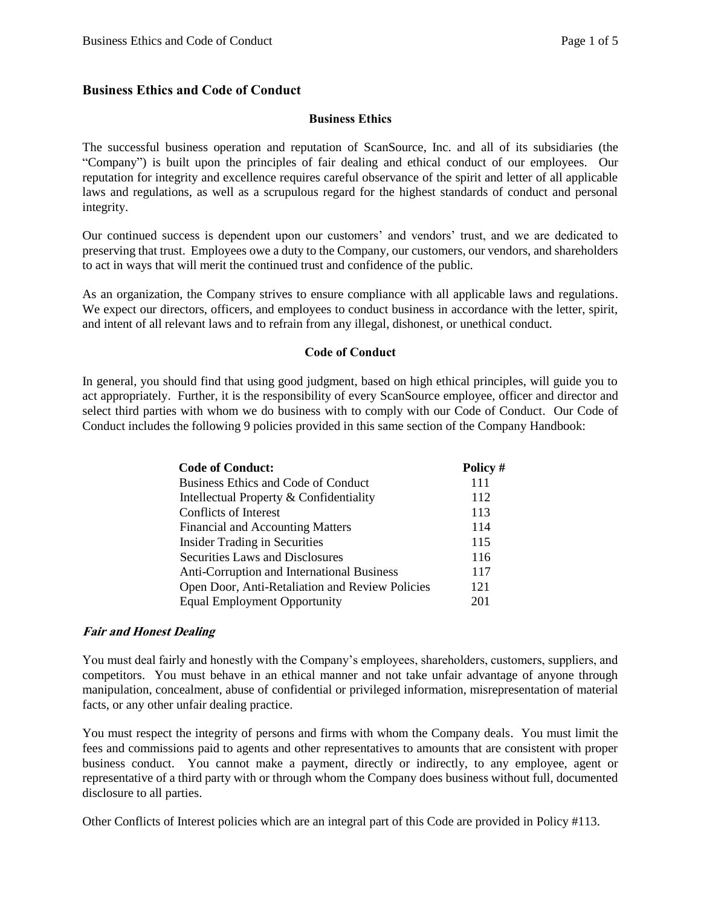# Business Ethics and Code of Conduct

## Business Ethics

The successful business operation and reputation of ScanSource, Inc. and all of its subsidiaries (the "Company") is built upon the principles of fair dealing and ethical conduct of our employees. Our reputation for integrity and excellence requires careful observance of the spirit and letter of all applicable laws and regulations, as well as a scrupulous regard for the highest standards of conduct and personal integrity.

Our continued success is dependent upon our customers' and vendors' trust, and we are dedicated to preserving that trust. Employees owe a duty to the Company, our customers, our vendors, and shareholders to act in ways that will merit the continued trust and confidence of the public.

As an organization, the Company strives to ensure compliance with all applicable laws and regulations. We expect our directors, officers, and employees to conduct business in accordance with the letter, spirit, and intent of all relevant laws and to refrain from any illegal, dishonest, or unethical conduct.

## Code of Conduct

In general, you should find that using good judgment, based on high ethical principles, will guide you to act appropriately. Further, it is the responsibility of every ScanSource employee, officer and director and select third parties with whom we do business with to comply with our Code of Conduct. Our Code of Conduct includes the following 9 policies provided in this same section of the Company Handbook:

| Code of Conduct: | Policy # |
|---|---|
| Business Ethics and Code of Conduct | 111 |
| Intellectual Property & Confidentiality | 112 |
| Conflicts of Interest | 113 |
| Financial and Accounting Matters | 114 |
| Insider Trading in Securities | 115 |
| Securities Laws and Disclosures | 116 |
| Anti-Corruption and International Business | 117 |
| Open Door, Anti-Retaliation and Review Policies | 121 |
| Equal Employment Opportunity | 201 |

### *Fair and Honest Dealing*

You must deal fairly and honestly with the Company's employees, shareholders, customers, suppliers, and competitors. You must behave in an ethical manner and not take unfair advantage of anyone through manipulation, concealment, abuse of confidential or privileged information, misrepresentation of material facts, or any other unfair dealing practice.

You must respect the integrity of persons and firms with whom the Company deals. You must limit the fees and commissions paid to agents and other representatives to amounts that are consistent with proper business conduct. You cannot make a payment, directly or indirectly, to any employee, agent or representative of a third party with or through whom the Company does business without full, documented disclosure to all parties.

Other Conflicts of Interest policies which are an integral part of this Code are provided in Policy #113.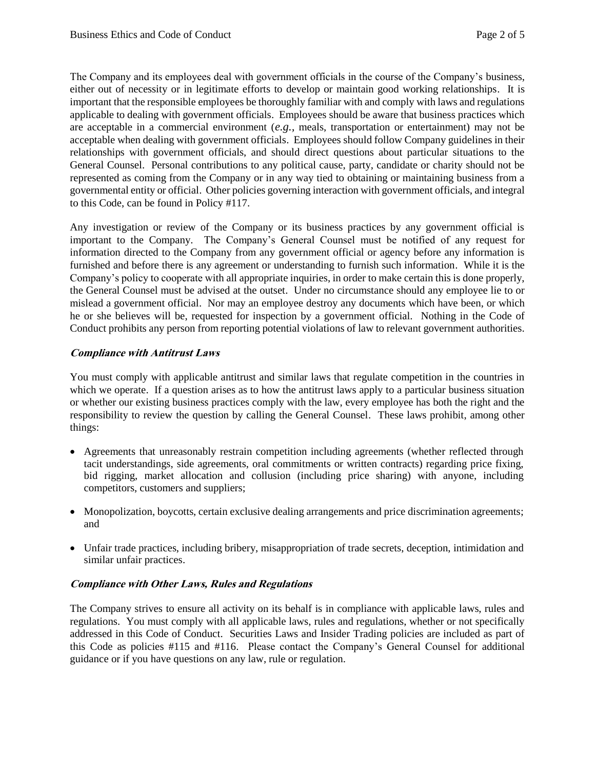The Company and its employees deal with government officials in the course of the Company's business, either out of necessity or in legitimate efforts to develop or maintain good working relationships. It is important that the responsible employees be thoroughly familiar with and comply with laws and regulations applicable to dealing with government officials. Employees should be aware that business practices which are acceptable in a commercial environment (*e.g.*, meals, transportation or entertainment) may not be acceptable when dealing with government officials. Employees should follow Company guidelines in their relationships with government officials, and should direct questions about particular situations to the General Counsel. Personal contributions to any political cause, party, candidate or charity should not be represented as coming from the Company or in any way tied to obtaining or maintaining business from a governmental entity or official. Other policies governing interaction with government officials, and integral to this Code, can be found in Policy #117.

Any investigation or review of the Company or its business practices by any government official is important to the Company. The Company's General Counsel must be notified of any request for information directed to the Company from any government official or agency before any information is furnished and before there is any agreement or understanding to furnish such information. While it is the Company's policy to cooperate with all appropriate inquiries, in order to make certain this is done properly, the General Counsel must be advised at the outset. Under no circumstance should any employee lie to or mislead a government official. Nor may an employee destroy any documents which have been, or which he or she believes will be, requested for inspection by a government official. Nothing in the Code of Conduct prohibits any person from reporting potential violations of law to relevant government authorities.

### *Compliance with Antitrust Laws*

You must comply with applicable antitrust and similar laws that regulate competition in the countries in which we operate. If a question arises as to how the antitrust laws apply to a particular business situation or whether our existing business practices comply with the law, every employee has both the right and the responsibility to review the question by calling the General Counsel. These laws prohibit, among other things:

- Agreements that unreasonably restrain competition including agreements (whether reflected through tacit understandings, side agreements, oral commitments or written contracts) regarding price fixing, bid rigging, market allocation and collusion (including price sharing) with anyone, including competitors, customers and suppliers;
- Monopolization, boycotts, certain exclusive dealing arrangements and price discrimination agreements; and
- Unfair trade practices, including bribery, misappropriation of trade secrets, deception, intimidation and similar unfair practices.

### *Compliance with Other Laws, Rules and Regulations*

The Company strives to ensure all activity on its behalf is in compliance with applicable laws, rules and regulations. You must comply with all applicable laws, rules and regulations, whether or not specifically addressed in this Code of Conduct. Securities Laws and Insider Trading policies are included as part of this Code as policies #115 and #116. Please contact the Company's General Counsel for additional guidance or if you have questions on any law, rule or regulation.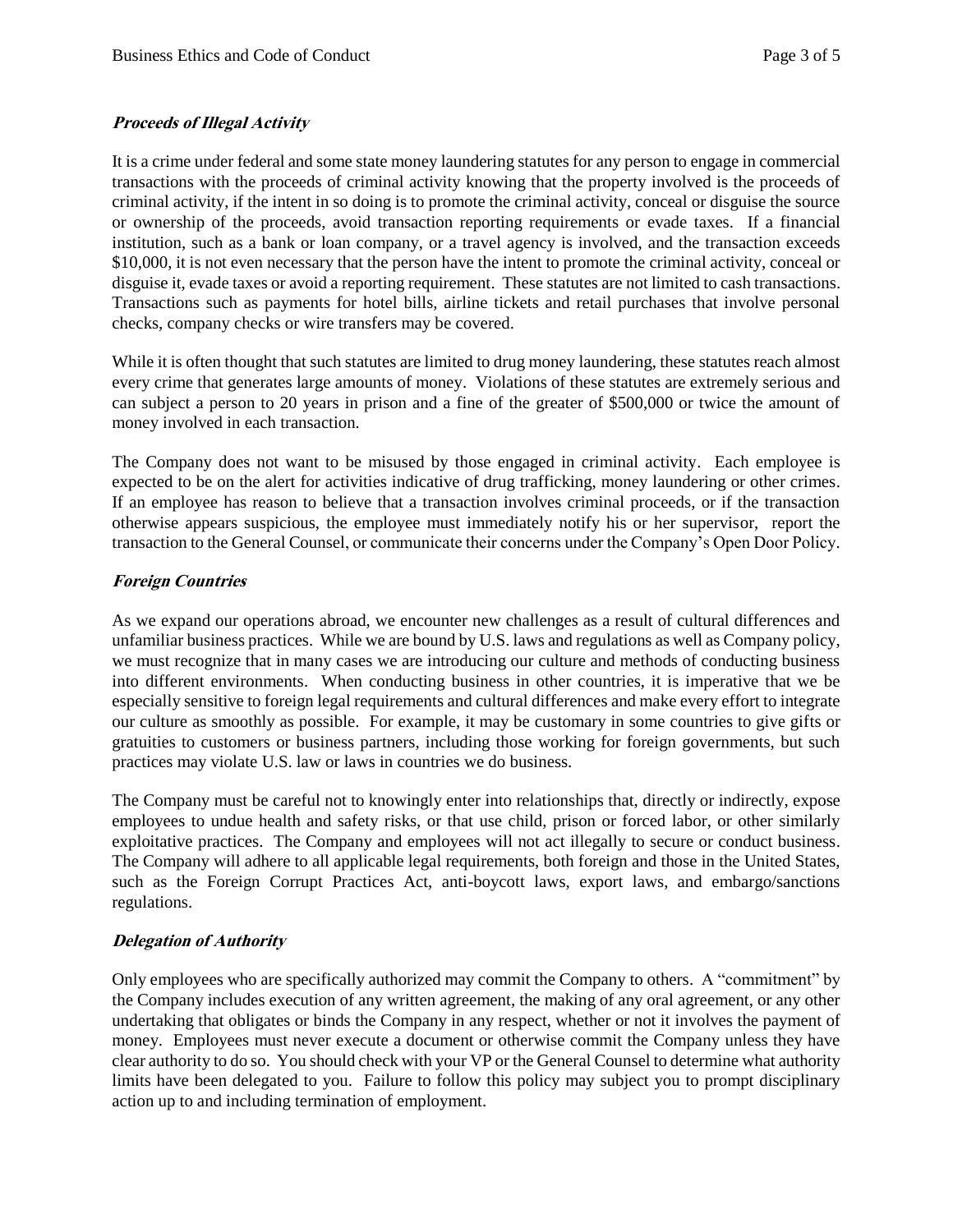***Proceeds of Illegal Activity***

It is a crime under federal and some state money laundering statutes for any person to engage in commercial transactions with the proceeds of criminal activity knowing that the property involved is the proceeds of criminal activity, if the intent in so doing is to promote the criminal activity, conceal or disguise the source or ownership of the proceeds, avoid transaction reporting requirements or evade taxes. If a financial institution, such as a bank or loan company, or a travel agency is involved, and the transaction exceeds $10,000, it is not even necessary that the person have the intent to promote the criminal activity, conceal or disguise it, evade taxes or avoid a reporting requirement. These statutes are not limited to cash transactions. Transactions such as payments for hotel bills, airline tickets and retail purchases that involve personal checks, company checks or wire transfers may be covered.

While it is often thought that such statutes are limited to drug money laundering, these statutes reach almost every crime that generates large amounts of money. Violations of these statutes are extremely serious and can subject a person to 20 years in prison and a fine of the greater of $500,000 or twice the amount of money involved in each transaction.

The Company does not want to be misused by those engaged in criminal activity. Each employee is expected to be on the alert for activities indicative of drug trafficking, money laundering or other crimes. If an employee has reason to believe that a transaction involves criminal proceeds, or if the transaction otherwise appears suspicious, the employee must immediately notify his or her supervisor, report the transaction to the General Counsel, or communicate their concerns under the Company's Open Door Policy.

***Foreign Countries***

As we expand our operations abroad, we encounter new challenges as a result of cultural differences and unfamiliar business practices. While we are bound by U.S. laws and regulations as well as Company policy, we must recognize that in many cases we are introducing our culture and methods of conducting business into different environments. When conducting business in other countries, it is imperative that we be especially sensitive to foreign legal requirements and cultural differences and make every effort to integrate our culture as smoothly as possible. For example, it may be customary in some countries to give gifts or gratuities to customers or business partners, including those working for foreign governments, but such practices may violate U.S. law or laws in countries we do business.

The Company must be careful not to knowingly enter into relationships that, directly or indirectly, expose employees to undue health and safety risks, or that use child, prison or forced labor, or other similarly exploitative practices. The Company and employees will not act illegally to secure or conduct business. The Company will adhere to all applicable legal requirements, both foreign and those in the United States, such as the Foreign Corrupt Practices Act, anti-boycott laws, export laws, and embargo/sanctions regulations.

***Delegation of Authority***

Only employees who are specifically authorized may commit the Company to others. A "commitment" by the Company includes execution of any written agreement, the making of any oral agreement, or any other undertaking that obligates or binds the Company in any respect, whether or not it involves the payment of money. Employees must never execute a document or otherwise commit the Company unless they have clear authority to do so. You should check with your VP or the General Counsel to determine what authority limits have been delegated to you. Failure to follow this policy may subject you to prompt disciplinary action up to and including termination of employment.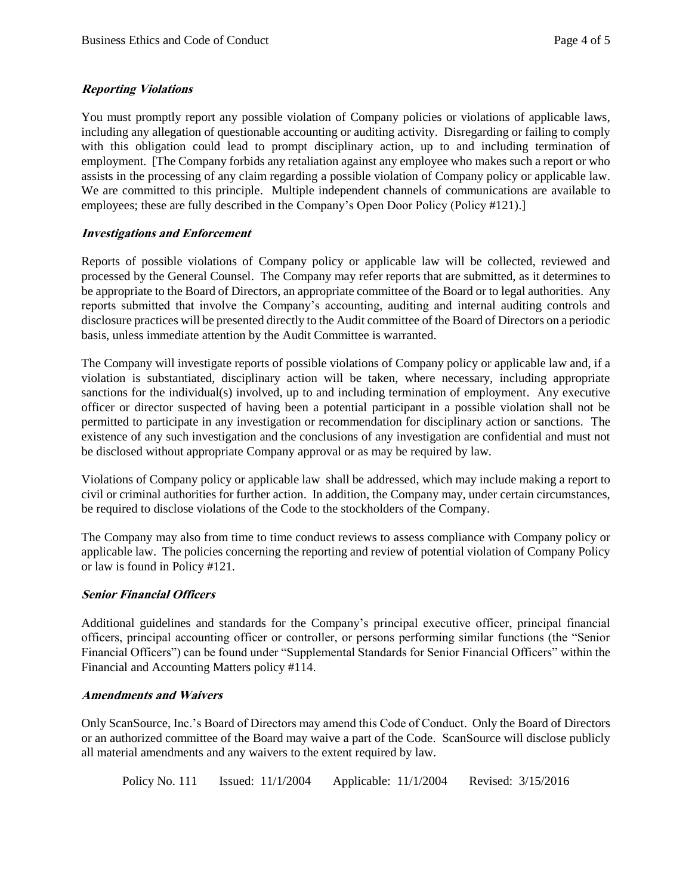***Reporting Violations***

You must promptly report any possible violation of Company policies or violations of applicable laws, including any allegation of questionable accounting or auditing activity. Disregarding or failing to comply with this obligation could lead to prompt disciplinary action, up to and including termination of employment. [The Company forbids any retaliation against any employee who makes such a report or who assists in the processing of any claim regarding a possible violation of Company policy or applicable law. We are committed to this principle. Multiple independent channels of communications are available to employees; these are fully described in the Company's Open Door Policy (Policy #121).]

***Investigations and Enforcement***

Reports of possible violations of Company policy or applicable law will be collected, reviewed and processed by the General Counsel. The Company may refer reports that are submitted, as it determines to be appropriate to the Board of Directors, an appropriate committee of the Board or to legal authorities. Any reports submitted that involve the Company's accounting, auditing and internal auditing controls and disclosure practices will be presented directly to the Audit committee of the Board of Directors on a periodic basis, unless immediate attention by the Audit Committee is warranted.

The Company will investigate reports of possible violations of Company policy or applicable law and, if a violation is substantiated, disciplinary action will be taken, where necessary, including appropriate sanctions for the individual(s) involved, up to and including termination of employment. Any executive officer or director suspected of having been a potential participant in a possible violation shall not be permitted to participate in any investigation or recommendation for disciplinary action or sanctions. The existence of any such investigation and the conclusions of any investigation are confidential and must not be disclosed without appropriate Company approval or as may be required by law.

Violations of Company policy or applicable law shall be addressed, which may include making a report to civil or criminal authorities for further action. In addition, the Company may, under certain circumstances, be required to disclose violations of the Code to the stockholders of the Company.

The Company may also from time to time conduct reviews to assess compliance with Company policy or applicable law. The policies concerning the reporting and review of potential violation of Company Policy or law is found in Policy #121.

***Senior Financial Officers***

Additional guidelines and standards for the Company's principal executive officer, principal financial officers, principal accounting officer or controller, or persons performing similar functions (the "Senior Financial Officers") can be found under "Supplemental Standards for Senior Financial Officers" within the Financial and Accounting Matters policy #114.

***Amendments and Waivers***

Only ScanSource, Inc.'s Board of Directors may amend this Code of Conduct. Only the Board of Directors or an authorized committee of the Board may waive a part of the Code. ScanSource will disclose publicly all material amendments and any waivers to the extent required by law.

Policy No. 111 Issued: 11/1/2004 Applicable: 11/1/2004 Revised: 3/15/2016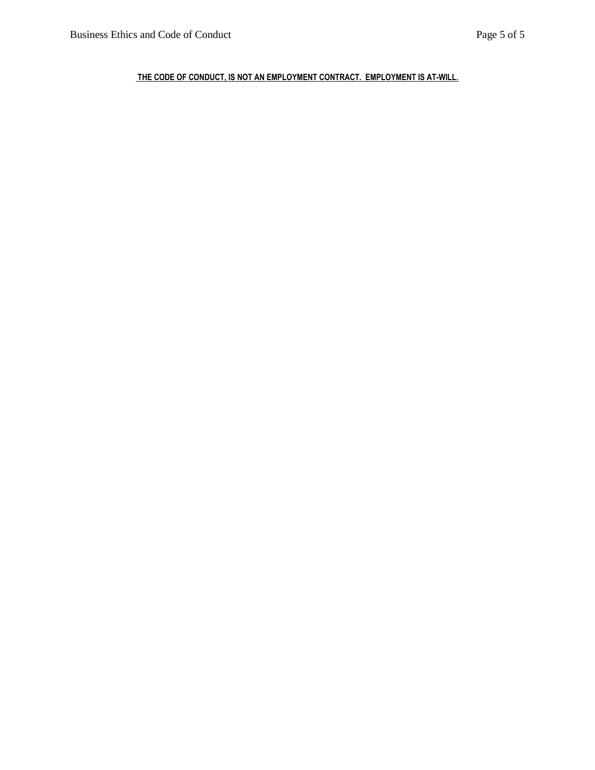**<u>THE CODE OF CONDUCT, IS NOT AN EMPLOYMENT CONTRACT. EMPLOYMENT IS AT-WILL.</u>**